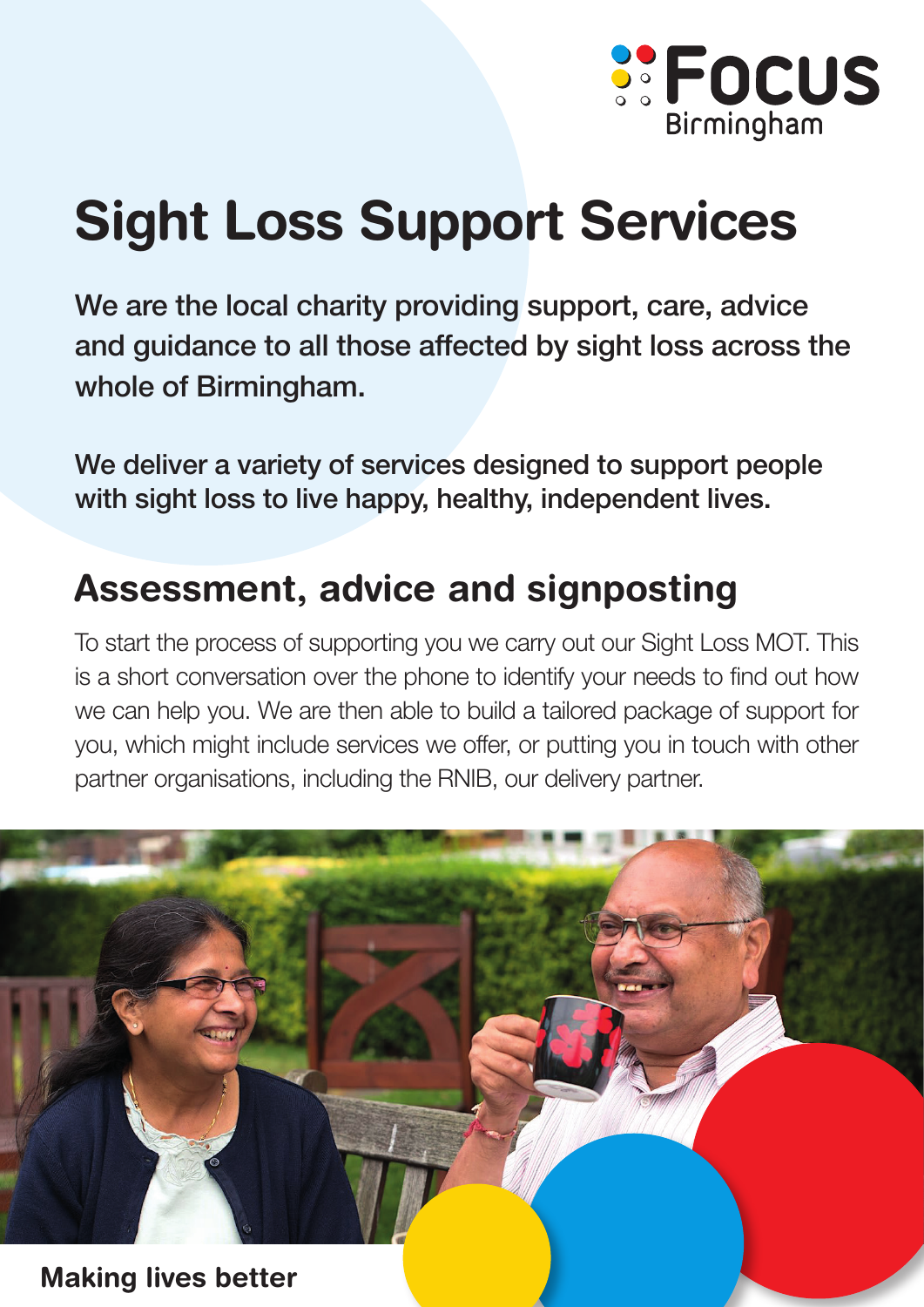Focus Birmingham

# Sight Loss Support Services

**We are the local charity providing support, care, advice and guidance to all those affected by sight loss across the whole of Birmingham.**

**We deliver a variety of services designed to support people with sight loss to live happy, healthy, independent lives.**

## Assessment, advice and signposting

To start the process of supporting you we carry out our Sight Loss MOT. This is a short conversation over the phone to identify your needs to find out how we can help you. We are then able to build a tailored package of support for you, which might include services we offer, or putting you in touch with other partner organisations, including the RNIB, our delivery partner.

**Making lives better**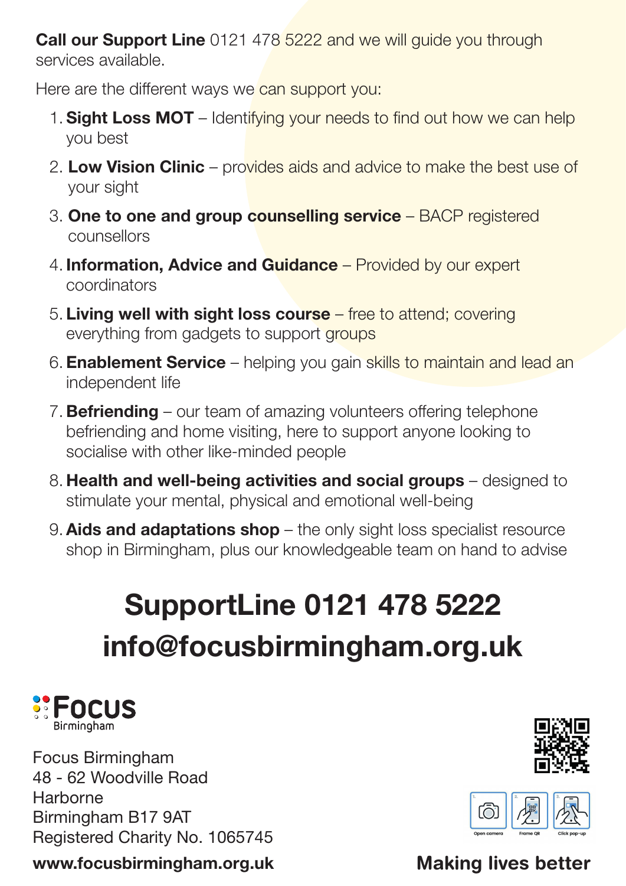**Call our Support Line** 0121 478 5222 and we will guide you through services available.

Here are the different ways we can support you:

1. **Sight Loss MOT** – Identifying your needs to find out how we can help you best
2. **Low Vision Clinic** – provides aids and advice to make the best use of your sight
3. **One to one and group counselling service** – BACP registered counsellors
4. **Information, Advice and Guidance** – Provided by our expert coordinators
5. **Living well with sight loss course** – free to attend; covering everything from gadgets to support groups
6. **Enablement Service** – helping you gain skills to maintain and lead an independent life
7. **Befriending** – our team of amazing volunteers offering telephone befriending and home visiting, here to support anyone looking to socialise with other like-minded people
8. **Health and well-being activities and social groups** – designed to stimulate your mental, physical and emotional well-being
9. **Aids and adaptations shop** – the only sight loss specialist resource shop in Birmingham, plus our knowledgeable team on hand to advise

# SupportLine 0121 478 5222

# info@focusbirmingham.org.uk

Focus Birmingham

Focus Birmingham
48 - 62 Woodville Road
Harborne
Birmingham B17 9AT
Registered Charity No. 1065745

1. Open camera
2. Frame QR
3. Click pop-up

**www.focusbirmingham.org.uk**

**Making lives better**